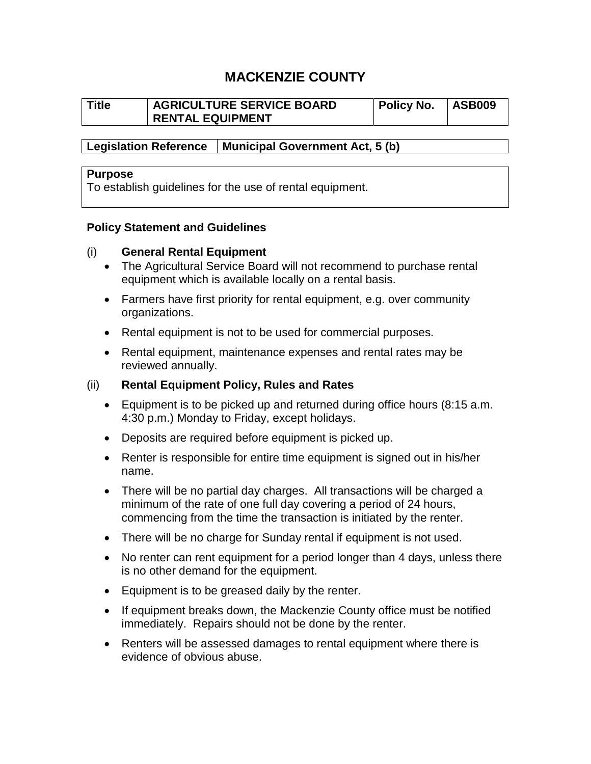# MACKENZIE COUNTY

| Title | AGRICULTURE SERVICE BOARD RENTAL EQUIPMENT | Policy No. | ASB009 |
|---|---|---|---|

| Legislation Reference | Municipal Government Act, 5 (b) |
|---|---|

**Purpose**
To establish guidelines for the use of rental equipment.

**Policy Statement and Guidelines**

(i) **General Rental Equipment**

- The Agricultural Service Board will not recommend to purchase rental equipment which is available locally on a rental basis.
- Farmers have first priority for rental equipment, e.g. over community organizations.
- Rental equipment is not to be used for commercial purposes.
- Rental equipment, maintenance expenses and rental rates may be reviewed annually.

(ii) **Rental Equipment Policy, Rules and Rates**

- Equipment is to be picked up and returned during office hours (8:15 a.m. 4:30 p.m.) Monday to Friday, except holidays.
- Deposits are required before equipment is picked up.
- Renter is responsible for entire time equipment is signed out in his/her name.
- There will be no partial day charges. All transactions will be charged a minimum of the rate of one full day covering a period of 24 hours, commencing from the time the transaction is initiated by the renter.
- There will be no charge for Sunday rental if equipment is not used.
- No renter can rent equipment for a period longer than 4 days, unless there is no other demand for the equipment.
- Equipment is to be greased daily by the renter.
- If equipment breaks down, the Mackenzie County office must be notified immediately. Repairs should not be done by the renter.
- Renters will be assessed damages to rental equipment where there is evidence of obvious abuse.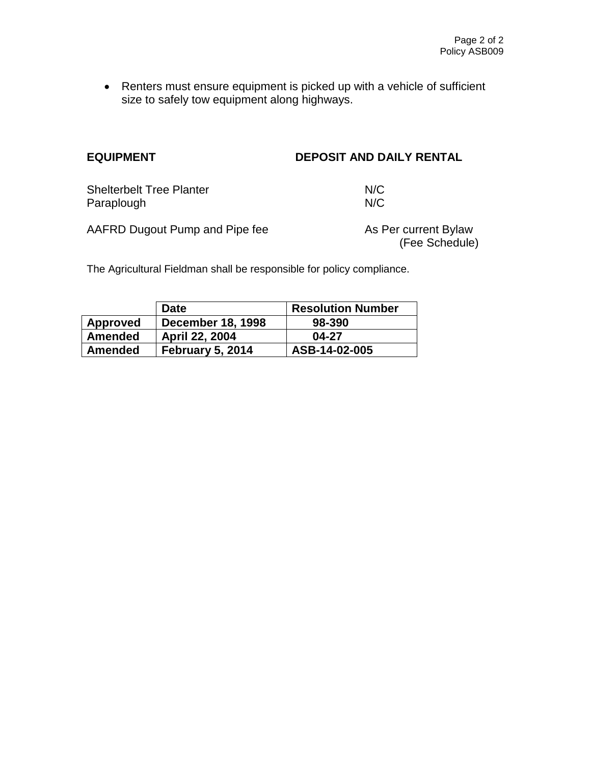- Renters must ensure equipment is picked up with a vehicle of sufficient size to safely tow equipment along highways.

| **EQUIPMENT** | **DEPOSIT AND DAILY RENTAL** |
| --- | --- |
| Shelterbelt Tree Planter | N/C |
| Paraplough | N/C |
| AAFRD Dugout Pump and Pipe fee | As Per current Bylaw (Fee Schedule) |

The Agricultural Fieldman shall be responsible for policy compliance.

| | **Date** | **Resolution Number** |
| --- | --- | --- |
| **Approved** | **December 18, 1998** | **98-390** |
| **Amended** | **April 22, 2004** | **04-27** |
| **Amended** | **February 5, 2014** | **ASB-14-02-005** |